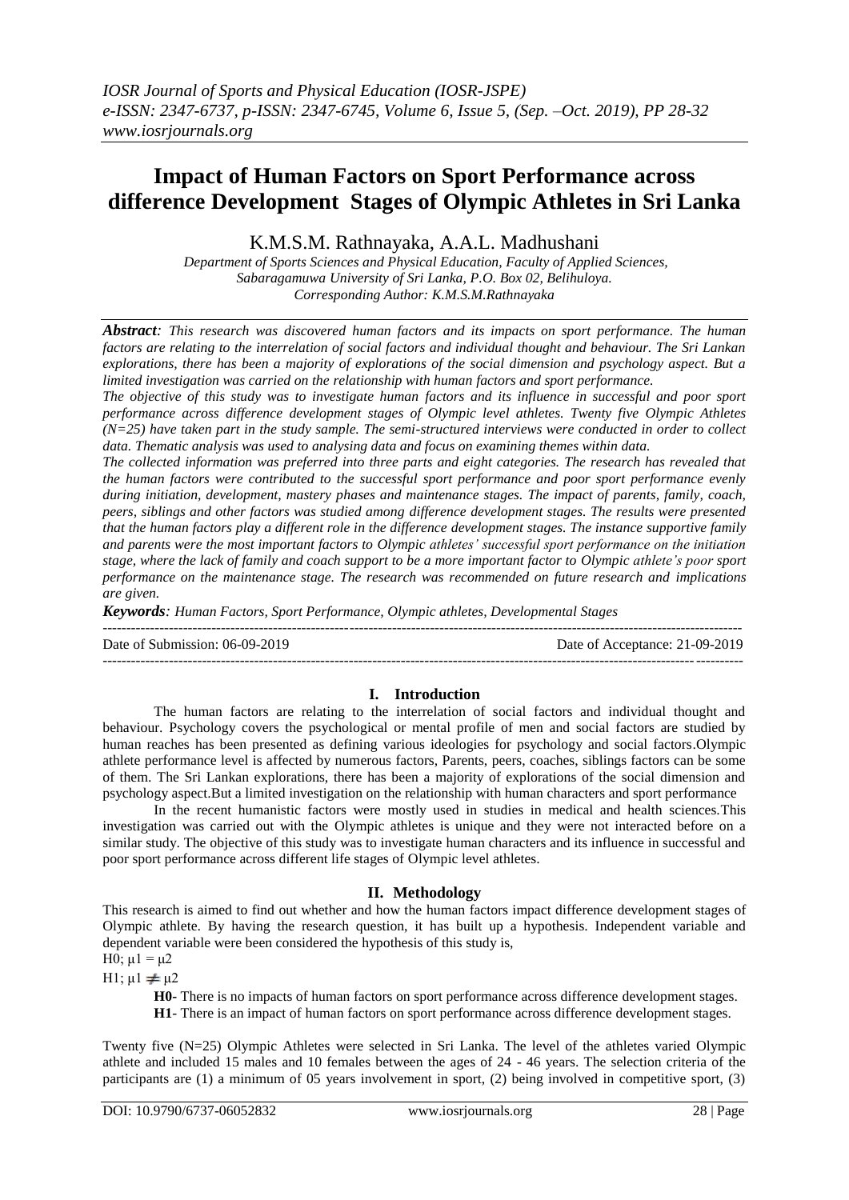# Impact of Human Factors on Sport Performance across difference Development Stages of Olympic Athletes in Sri Lanka

K.M.S.M. Rathnayaka, A.A.L. Madhushani

*Department of Sports Sciences and Physical Education, Faculty of Applied Sciences, Sabaragamuwa University of Sri Lanka, P.O. Box 02, Belihuloya.*
*Corresponding Author: K.M.S.M.Rathnayaka*

***Abstract**: This research was discovered human factors and its impacts on sport performance. The human factors are relating to the interrelation of social factors and individual thought and behaviour. The Sri Lankan explorations, there has been a majority of explorations of the social dimension and psychology aspect. But a limited investigation was carried on the relationship with human factors and sport performance.*

*The objective of this study was to investigate human factors and its influence in successful and poor sport performance across difference development stages of Olympic level athletes. Twenty five Olympic Athletes (N=25) have taken part in the study sample. The semi-structured interviews were conducted in order to collect data. Thematic analysis was used to analysing data and focus on examining themes within data.*

*The collected information was preferred into three parts and eight categories. The research has revealed that the human factors were contributed to the successful sport performance and poor sport performance evenly during initiation, development, mastery phases and maintenance stages. The impact of parents, family, coach, peers, siblings and other factors was studied among difference development stages. The results were presented that the human factors play a different role in the difference development stages. The instance supportive family and parents were the most important factors to Olympic athletes' successful sport performance on the initiation stage, where the lack of family and coach support to be a more important factor to Olympic athlete's poor sport performance on the maintenance stage. The research was recommended on future research and implications are given.*

***Keywords**: Human Factors, Sport Performance, Olympic athletes, Developmental Stages*

Date of Submission: 06-09-2019 Date of Acceptance: 21-09-2019

## I. Introduction

The human factors are relating to the interrelation of social factors and individual thought and behaviour. Psychology covers the psychological or mental profile of men and social factors are studied by human reaches has been presented as defining various ideologies for psychology and social factors.Olympic athlete performance level is affected by numerous factors, Parents, peers, coaches, siblings factors can be some of them. The Sri Lankan explorations, there has been a majority of explorations of the social dimension and psychology aspect.But a limited investigation on the relationship with human characters and sport performance

In the recent humanistic factors were mostly used in studies in medical and health sciences.This investigation was carried out with the Olympic athletes is unique and they were not interacted before on a similar study. The objective of this study was to investigate human characters and its influence in successful and poor sport performance across different life stages of Olympic level athletes.

## II. Methodology

This research is aimed to find out whether and how the human factors impact difference development stages of Olympic athlete. By having the research question, it has built up a hypothesis. Independent variable and dependent variable were been considered the hypothesis of this study is,

H0; $\mu1 = \mu2$

H1; $\mu1 \neq \mu2$

**H0**- There is no impacts of human factors on sport performance across difference development stages.

**H1**- There is an impact of human factors on sport performance across difference development stages.

Twenty five (N=25) Olympic Athletes were selected in Sri Lanka. The level of the athletes varied Olympic athlete and included 15 males and 10 females between the ages of 24 - 46 years. The selection criteria of the participants are (1) a minimum of 05 years involvement in sport, (2) being involved in competitive sport, (3)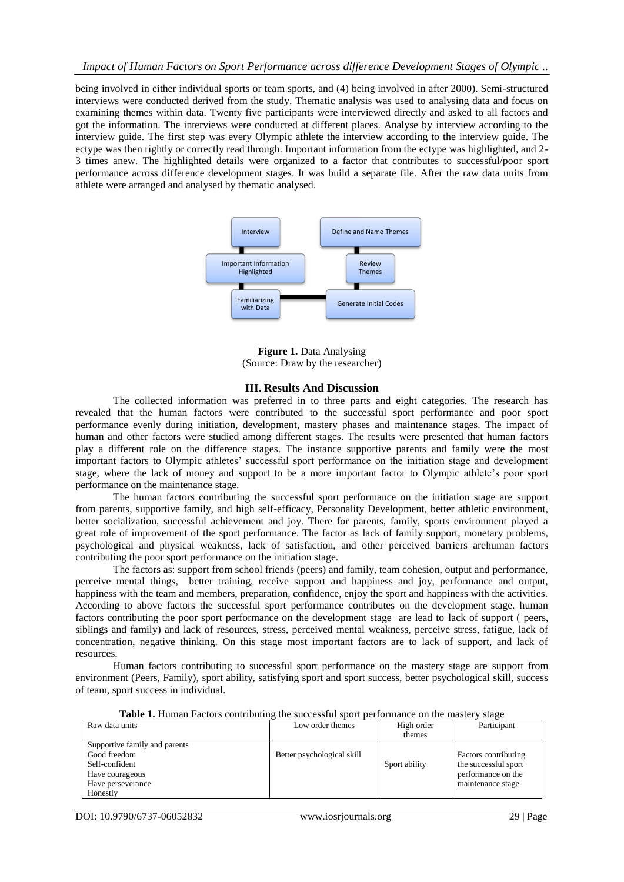being involved in either individual sports or team sports, and (4) being involved in after 2000). Semi-structured interviews were conducted derived from the study. Thematic analysis was used to analysing data and focus on examining themes within data. Twenty five participants were interviewed directly and asked to all factors and got the information. The interviews were conducted at different places. Analyse by interview according to the interview guide. The first step was every Olympic athlete the interview according to the interview guide. The ectype was then rightly or correctly read through. Important information from the ectype was highlighted, and 2-3 times anew. The highlighted details were organized to a factor that contributes to successful/poor sport performance across difference development stages. It was build a separate file. After the raw data units from athlete were arranged and analysed by thematic analysed.

Interview → Important Information Highlighted → Familiarizing with Data → Generate Initial Codes → Review Themes → Define and Name Themes

**Figure 1.** Data Analysing
(Source: Draw by the researcher)

## III. Results And Discussion

The collected information was preferred in to three parts and eight categories. The research has revealed that the human factors were contributed to the successful sport performance and poor sport performance evenly during initiation, development, mastery phases and maintenance stages. The impact of human and other factors were studied among different stages. The results were presented that human factors play a different role on the difference stages. The instance supportive parents and family were the most important factors to Olympic athletes' successful sport performance on the initiation stage and development stage, where the lack of money and support to be a more important factor to Olympic athlete's poor sport performance on the maintenance stage.

The human factors contributing the successful sport performance on the initiation stage are support from parents, supportive family, and high self-efficacy, Personality Development, better athletic environment, better socialization, successful achievement and joy. There for parents, family, sports environment played a great role of improvement of the sport performance. The factor as lack of family support, monetary problems, psychological and physical weakness, lack of satisfaction, and other perceived barriers arehuman factors contributing the poor sport performance on the initiation stage.

The factors as: support from school friends (peers) and family, team cohesion, output and performance, perceive mental things, better training, receive support and happiness and joy, performance and output, happiness with the team and members, preparation, confidence, enjoy the sport and happiness with the activities. According to above factors the successful sport performance contributes on the development stage. human factors contributing the poor sport performance on the development stage are lead to lack of support ( peers, siblings and family) and lack of resources, stress, perceived mental weakness, perceive stress, fatigue, lack of concentration, negative thinking. On this stage most important factors are to lack of support, and lack of resources.

Human factors contributing to successful sport performance on the mastery stage are support from environment (Peers, Family), sport ability, satisfying sport and sport success, better psychological skill, success of team, sport success in individual.

**Table 1.** Human Factors contributing the successful sport performance on the mastery stage

| Raw data units | Low order themes | High order themes | Participant |
|---|---|---|---|
| Supportive family and parents<br>Good freedom<br>Self-confident<br>Have courageous<br>Have perseverance<br>Honestly | Better psychological skill | Sport ability | Factors contributing the successful sport performance on the maintenance stage |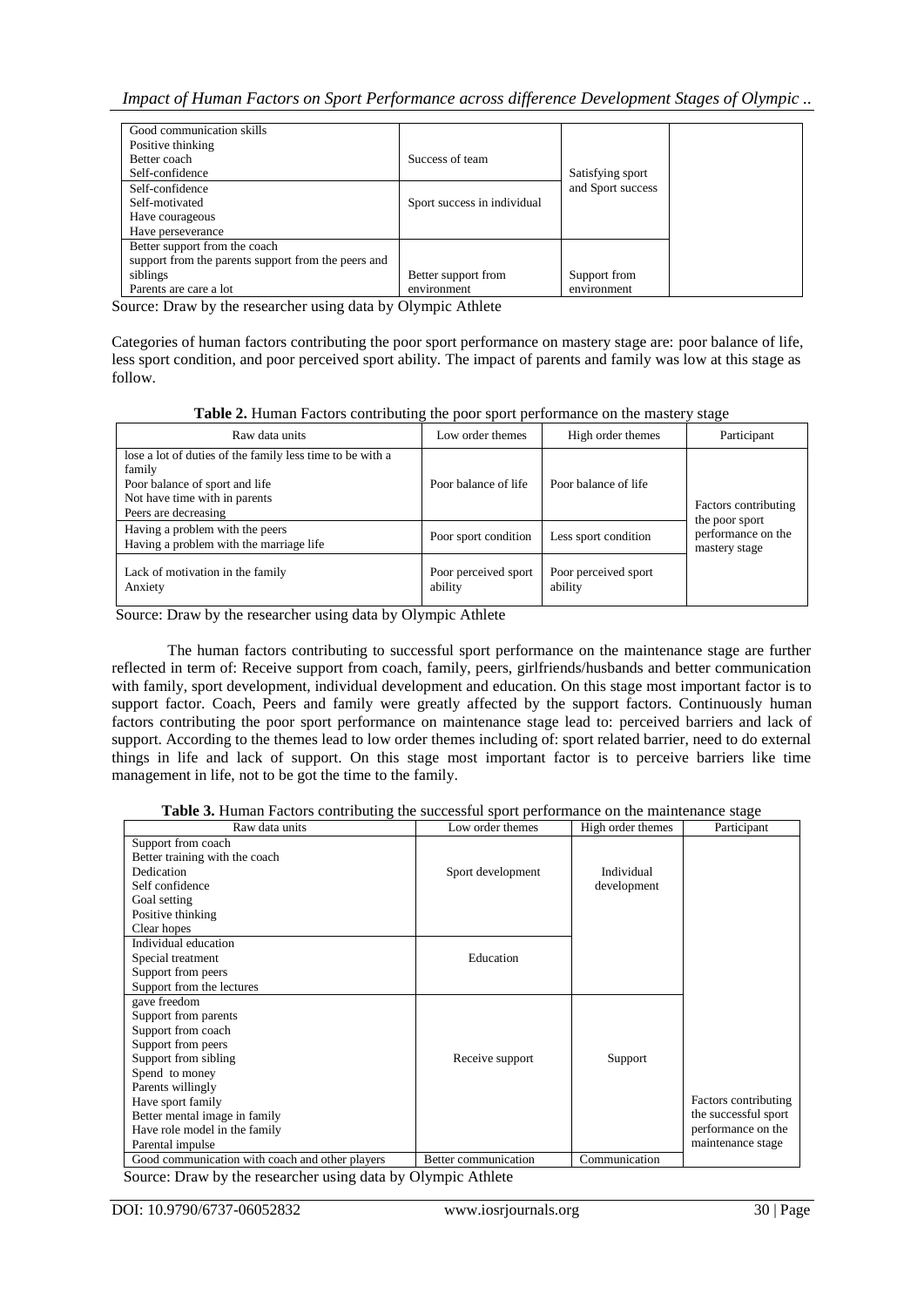| | | | |
|---|---|---|---|
| Good communication skills<br>Positive thinking<br>Better coach<br>Self-confidence | Success of team | Satisfying sport and Sport success | |
| Self-confidence<br>Self-motivated<br>Have courageous<br>Have perseverance | Sport success in individual | | |
| Better support from the coach<br>support from the parents support from the peers and siblings<br>Parents are care a lot | Better support from environment | Support from environment | |

Source: Draw by the researcher using data by Olympic Athlete

Categories of human factors contributing the poor sport performance on mastery stage are: poor balance of life, less sport condition, and poor perceived sport ability. The impact of parents and family was low at this stage as follow.

**Table 2.** Human Factors contributing the poor sport performance on the mastery stage

| Raw data units | Low order themes | High order themes | Participant |
|---|---|---|---|
| lose a lot of duties of the family less time to be with a family<br>Poor balance of sport and life<br>Not have time with in parents<br>Peers are decreasing | Poor balance of life | Poor balance of life | Factors contributing the poor sport performance on the mastery stage |
| Having a problem with the peers<br>Having a problem with the marriage life | Poor sport condition | Less sport condition | |
| Lack of motivation in the family<br>Anxiety | Poor perceived sport ability | Poor perceived sport ability | |

Source: Draw by the researcher using data by Olympic Athlete

The human factors contributing to successful sport performance on the maintenance stage are further reflected in term of: Receive support from coach, family, peers, girlfriends/husbands and better communication with family, sport development, individual development and education. On this stage most important factor is to support factor. Coach, Peers and family were greatly affected by the support factors. Continuously human factors contributing the poor sport performance on maintenance stage lead to: perceived barriers and lack of support. According to the themes lead to low order themes including of: sport related barrier, need to do external things in life and lack of support. On this stage most important factor is to perceive barriers like time management in life, not to be got the time to the family.

**Table 3.** Human Factors contributing the successful sport performance on the maintenance stage

| Raw data units | Low order themes | High order themes | Participant |
|---|---|---|---|
| Support from coach<br>Better training with the coach<br>Dedication<br>Self confidence<br>Goal setting<br>Positive thinking<br>Clear hopes | Sport development | Individual development | Factors contributing the successful sport performance on the maintenance stage |
| Individual education<br>Special treatment<br>Support from peers<br>Support from the lectures | Education | | |
| gave freedom<br>Support from parents<br>Support from coach<br>Support from peers<br>Support from sibling<br>Spend to money<br>Parents willingly<br>Have sport family<br>Better mental image in family<br>Have role model in the family<br>Parental impulse | Receive support | Support | |
| Good communication with coach and other players | Better communication | Communication | |

Source: Draw by the researcher using data by Olympic Athlete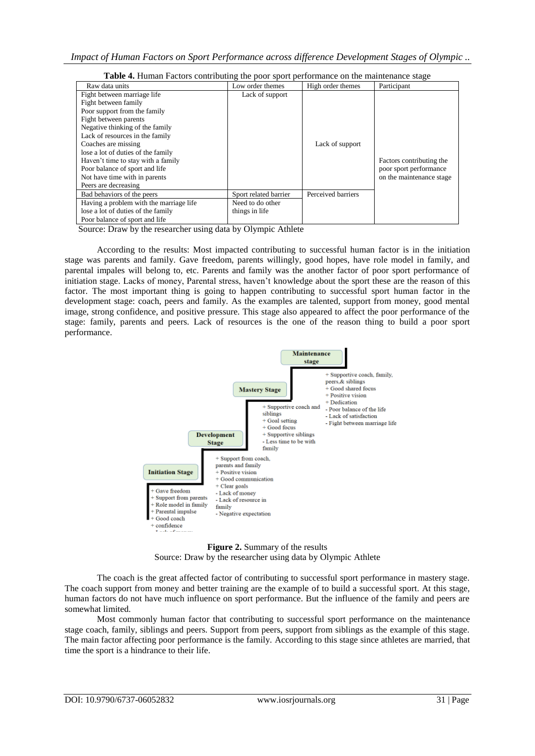**Table 4.** Human Factors contributing the poor sport performance on the maintenance stage

| Raw data units | Low order themes | High order themes | Participant |
|---|---|---|---|
| Fight between marriage life<br>Fight between family<br>Poor support from the family<br>Fight between parents<br>Negative thinking of the family<br>Lack of resources in the family<br>Coaches are missing<br>lose a lot of duties of the family<br>Haven't time to stay with a family<br>Poor balance of sport and life<br>Not have time with in parents<br>Peers are decreasing | Lack of support | Lack of support | Factors contributing the poor sport performance on the maintenance stage |
| Bad behaviors of the peers | Sport related barrier | Perceived barriers | |
| Having a problem with the marriage life<br>lose a lot of duties of the family<br>Poor balance of sport and life | Need to do other things in life | | |

Source: Draw by the researcher using data by Olympic Athlete

According to the results: Most impacted contributing to successful human factor is in the initiation stage was parents and family. Gave freedom, parents willingly, good hopes, have role model in family, and parental impales will belong to, etc. Parents and family was the another factor of poor sport performance of initiation stage. Lacks of money, Parental stress, haven't knowledge about the sport these are the reason of this factor. The most important thing is going to happen contributing to successful sport human factor in the development stage: coach, peers and family. As the examples are talented, support from money, good mental image, strong confidence, and positive pressure. This stage also appeared to affect the poor performance of the stage: family, parents and peers. Lack of resources is the one of the reason thing to build a poor sport performance.

Maintenance stage
+ Supportive coach, family, peers,& siblings
+ Good shared focus
+ Positive vision
+ Dedication
- Poor balance of the life
- Lack of satisfaction
- Fight between marriage life

Mastery Stage
+ Supportive coach and siblings
+ Goal setting
+ Good focus
+ Supportive siblings
- Less time to be with family

Development Stage
+ Support from coach, parents and family
+ Positive vision
+ Good communication
+ Clear goals
- Lack of money
- Lack of resource in family
- Negative expectation

Initiation Stage
+ Gave freedom
+ Support from parents
+ Role model in family
+ Parental impulse
+ Good coach
+ confidence

**Figure 2.** Summary of the results
Source: Draw by the researcher using data by Olympic Athlete

The coach is the great affected factor of contributing to successful sport performance in mastery stage. The coach support from money and better training are the example of to build a successful sport. At this stage, human factors do not have much influence on sport performance. But the influence of the family and peers are somewhat limited.

Most commonly human factor that contributing to successful sport performance on the maintenance stage coach, family, siblings and peers. Support from peers, support from siblings as the example of this stage. The main factor affecting poor performance is the family. According to this stage since athletes are married, that time the sport is a hindrance to their life.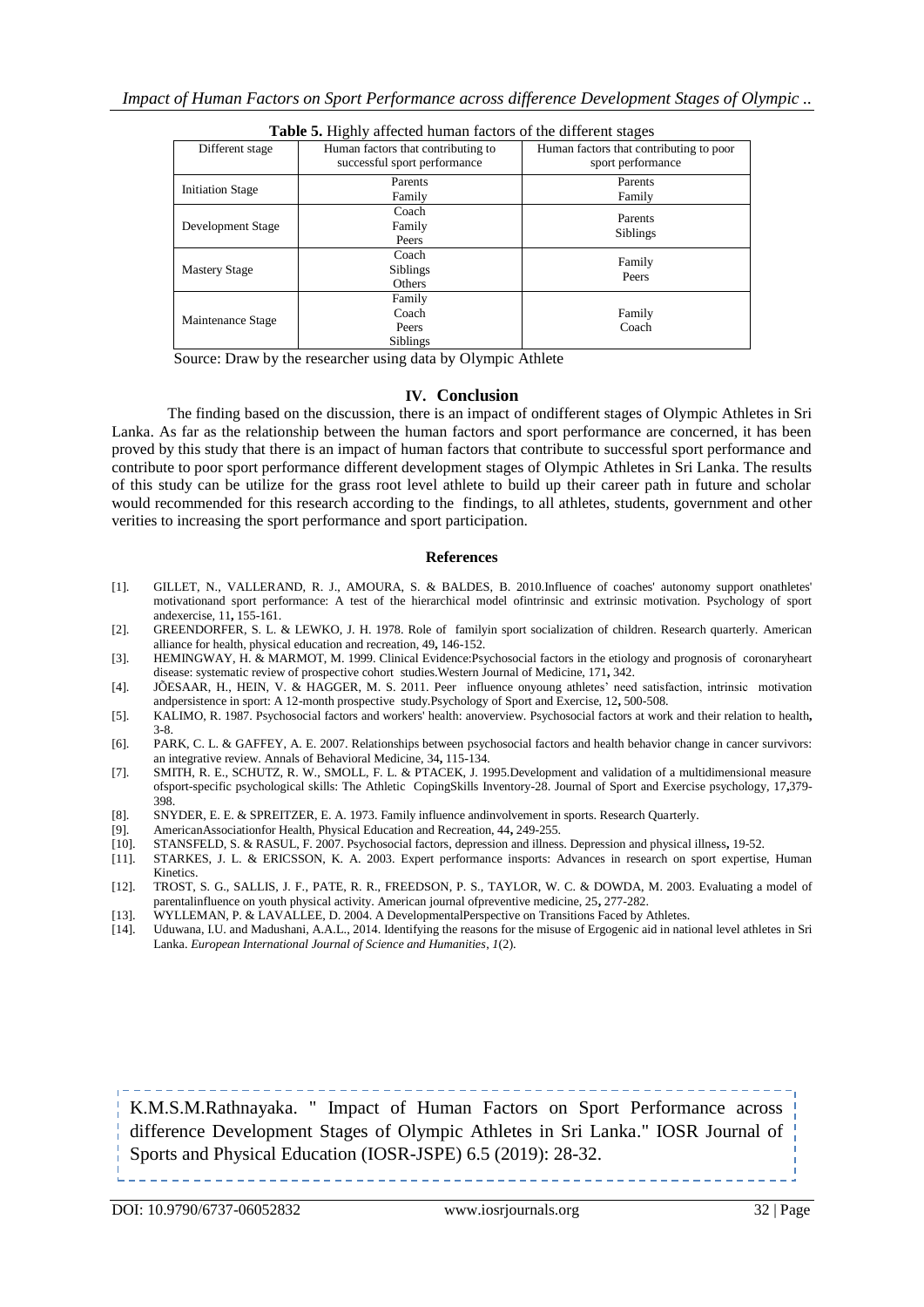**Table 5.** Highly affected human factors of the different stages

| Different stage | Human factors that contributing to successful sport performance | Human factors that contributing to poor sport performance |
|---|---|---|
| Initiation Stage | Parents<br>Family | Parents<br>Family |
| Development Stage | Coach<br>Family<br>Peers | Parents<br>Siblings |
| Mastery Stage | Coach<br>Siblings<br>Others | Family<br>Peers |
| Maintenance Stage | Family<br>Coach<br>Peers<br>Siblings | Family<br>Coach |

Source: Draw by the researcher using data by Olympic Athlete

## IV. Conclusion

The finding based on the discussion, there is an impact of ondifferent stages of Olympic Athletes in Sri Lanka. As far as the relationship between the human factors and sport performance are concerned, it has been proved by this study that there is an impact of human factors that contribute to successful sport performance and contribute to poor sport performance different development stages of Olympic Athletes in Sri Lanka. The results of this study can be utilize for the grass root level athlete to build up their career path in future and scholar would recommended for this research according to the findings, to all athletes, students, government and other verities to increasing the sport performance and sport participation.

### References

[1]. GILLET, N., VALLERAND, R. J., AMOURA, S. & BALDES, B. 2010.Influence of coaches' autonomy support onathletes' motivationand sport performance: A test of the hierarchical model ofintrinsic and extrinsic motivation. Psychology of sport andexercise, 11**,** 155-161.

[2]. GREENDORFER, S. L. & LEWKO, J. H. 1978. Role of familyin sport socialization of children. Research quarterly. American alliance for health, physical education and recreation, 49**,** 146-152.

[3]. HEMINGWAY, H. & MARMOT, M. 1999. Clinical Evidence:Psychosocial factors in the etiology and prognosis of coronaryheart disease: systematic review of prospective cohort studies.Western Journal of Medicine, 171**,** 342.

[4]. JÕESAAR, H., HEIN, V. & HAGGER, M. S. 2011. Peer influence onyoung athletes' need satisfaction, intrinsic motivation andpersistence in sport: A 12-month prospective study.Psychology of Sport and Exercise, 12**,** 500-508.

[5]. KALIMO, R. 1987. Psychosocial factors and workers' health: anoverview. Psychosocial factors at work and their relation to health**,** 3-8.

[6]. PARK, C. L. & GAFFEY, A. E. 2007. Relationships between psychosocial factors and health behavior change in cancer survivors: an integrative review. Annals of Behavioral Medicine, 34**,** 115-134.

[7]. SMITH, R. E., SCHUTZ, R. W., SMOLL, F. L. & PTACEK, J. 1995.Development and validation of a multidimensional measure ofsport-specific psychological skills: The Athletic CopingSkills Inventory-28. Journal of Sport and Exercise psychology, 17**,**379-398.

[8]. SNYDER, E. E. & SPREITZER, E. A. 1973. Family influence andinvolvement in sports. Research Quarterly.

[9]. AmericanAssociationfor Health, Physical Education and Recreation, 44**,** 249-255.

[10]. STANSFELD, S. & RASUL, F. 2007. Psychosocial factors, depression and illness. Depression and physical illness**,** 19-52.

[11]. STARKES, J. L. & ERICSSON, K. A. 2003. Expert performance insports: Advances in research on sport expertise, Human Kinetics.

[12]. TROST, S. G., SALLIS, J. F., PATE, R. R., FREEDSON, P. S., TAYLOR, W. C. & DOWDA, M. 2003. Evaluating a model of parentalinfluence on youth physical activity. American journal ofpreventive medicine, 25**,** 277-282.

[13]. WYLLEMAN, P. & LAVALLEE, D. 2004. A DevelopmentalPerspective on Transitions Faced by Athletes.

[14]. Uduwana, I.U. and Madushani, A.A.L., 2014. Identifying the reasons for the misuse of Ergogenic aid in national level athletes in Sri Lanka. *European International Journal of Science and Humanities*, *1*(2).

K.M.S.M.Rathnayaka. " Impact of Human Factors on Sport Performance across difference Development Stages of Olympic Athletes in Sri Lanka." IOSR Journal of Sports and Physical Education (IOSR-JSPE) 6.5 (2019): 28-32.